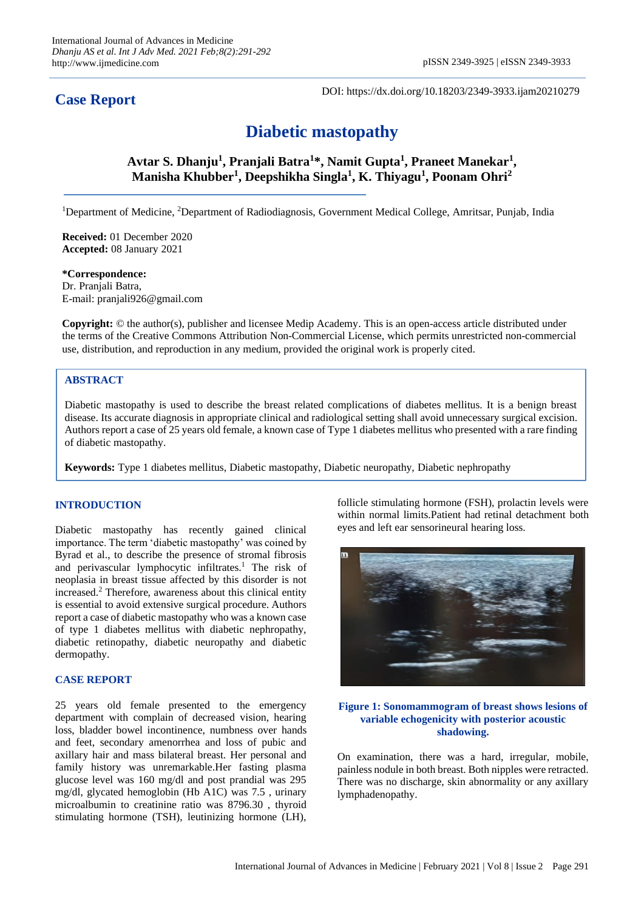## Case Report

DOI: https://dx.doi.org/10.18203/2349-3933.ijam20210279

# Diabetic mastopathy

**Avtar S. Dhanju[1], Pranjali Batra[1]*, Namit Gupta[1], Praneet Manekar[1], Manisha Khubber[1], Deepshikha Singla[1], K. Thiyagu[1], Poonam Ohri[2]**

[1]Department of Medicine, [2]Department of Radiodiagnosis, Government Medical College, Amritsar, Punjab, India

**Received:** 01 December 2020
**Accepted:** 08 January 2021

***Correspondence:**
Dr. Pranjali Batra,
E-mail: pranjali926@gmail.com

**Copyright:** © the author(s), publisher and licensee Medip Academy. This is an open-access article distributed under the terms of the Creative Commons Attribution Non-Commercial License, which permits unrestricted non-commercial use, distribution, and reproduction in any medium, provided the original work is properly cited.

## ABSTRACT

Diabetic mastopathy is used to describe the breast related complications of diabetes mellitus. It is a benign breast disease. Its accurate diagnosis in appropriate clinical and radiological setting shall avoid unnecessary surgical excision. Authors report a case of 25 years old female, a known case of Type 1 diabetes mellitus who presented with a rare finding of diabetic mastopathy.

**Keywords:** Type 1 diabetes mellitus, Diabetic mastopathy, Diabetic neuropathy, Diabetic nephropathy

## INTRODUCTION

Diabetic mastopathy has recently gained clinical importance. The term 'diabetic mastopathy' was coined by Byrad et al., to describe the presence of stromal fibrosis and perivascular lymphocytic infiltrates.[1] The risk of neoplasia in breast tissue affected by this disorder is not increased.[2] Therefore, awareness about this clinical entity is essential to avoid extensive surgical procedure. Authors report a case of diabetic mastopathy who was a known case of type 1 diabetes mellitus with diabetic nephropathy, diabetic retinopathy, diabetic neuropathy and diabetic dermopathy.

## CASE REPORT

25 years old female presented to the emergency department with complain of decreased vision, hearing loss, bladder bowel incontinence, numbness over hands and feet, secondary amenorrhea and loss of pubic and axillary hair and mass bilateral breast. Her personal and family history was unremarkable.Her fasting plasma glucose level was 160 mg/dl and post prandial was 295 mg/dl, glycated hemoglobin (Hb A1C) was 7.5 , urinary microalbumin to creatinine ratio was 8796.30 , thyroid stimulating hormone (TSH), leutinizing hormone (LH), follicle stimulating hormone (FSH), prolactin levels were within normal limits.Patient had retinal detachment both eyes and left ear sensorineural hearing loss.

**Figure 1: Sonomammogram of breast shows lesions of variable echogenicity with posterior acoustic shadowing.**

On examination, there was a hard, irregular, mobile, painless nodule in both breast. Both nipples were retracted. There was no discharge, skin abnormality or any axillary lymphadenopathy.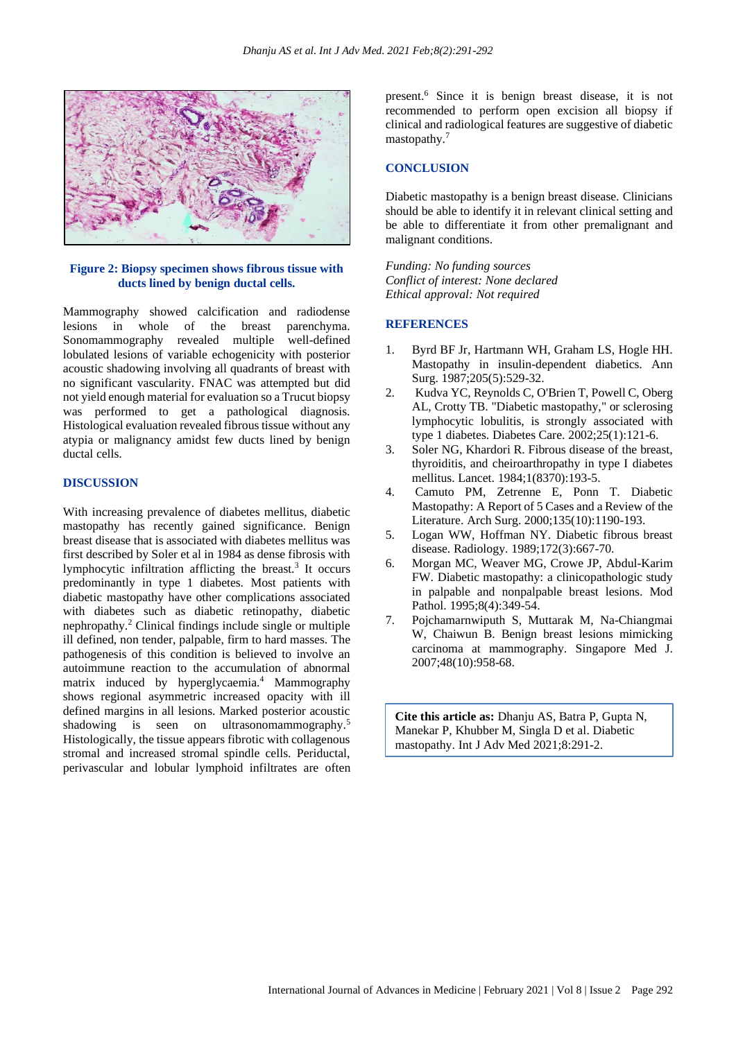**Figure 2: Biopsy specimen shows fibrous tissue with ducts lined by benign ductal cells.**

Mammography showed calcification and radiodense lesions in whole of the breast parenchyma. Sonomammography revealed multiple well-defined lobulated lesions of variable echogenicity with posterior acoustic shadowing involving all quadrants of breast with no significant vascularity. FNAC was attempted but did not yield enough material for evaluation so a Trucut biopsy was performed to get a pathological diagnosis. Histological evaluation revealed fibrous tissue without any atypia or malignancy amidst few ducts lined by benign ductal cells.

## DISCUSSION

With increasing prevalence of diabetes mellitus, diabetic mastopathy has recently gained significance. Benign breast disease that is associated with diabetes mellitus was first described by Soler et al in 1984 as dense fibrosis with lymphocytic infiltration afflicting the breast.[3] It occurs predominantly in type 1 diabetes. Most patients with diabetic mastopathy have other complications associated with diabetes such as diabetic retinopathy, diabetic nephropathy.[2] Clinical findings include single or multiple ill defined, non tender, palpable, firm to hard masses. The pathogenesis of this condition is believed to involve an autoimmune reaction to the accumulation of abnormal matrix induced by hyperglycaemia.[4] Mammography shows regional asymmetric increased opacity with ill defined margins in all lesions. Marked posterior acoustic shadowing is seen on ultrasonomammography.[5] Histologically, the tissue appears fibrotic with collagenous stromal and increased stromal spindle cells. Periductal, perivascular and lobular lymphoid infiltrates are often present.[6] Since it is benign breast disease, it is not recommended to perform open excision all biopsy if clinical and radiological features are suggestive of diabetic mastopathy.[7]

## CONCLUSION

Diabetic mastopathy is a benign breast disease. Clinicians should be able to identify it in relevant clinical setting and be able to differentiate it from other premalignant and malignant conditions.

*Funding: No funding sources*
*Conflict of interest: None declared*
*Ethical approval: Not required*

## REFERENCES

1. Byrd BF Jr, Hartmann WH, Graham LS, Hogle HH. Mastopathy in insulin-dependent diabetics. Ann Surg. 1987;205(5):529-32.
2. Kudva YC, Reynolds C, O'Brien T, Powell C, Oberg AL, Crotty TB. "Diabetic mastopathy," or sclerosing lymphocytic lobulitis, is strongly associated with type 1 diabetes. Diabetes Care. 2002;25(1):121-6.
3. Soler NG, Khardori R. Fibrous disease of the breast, thyroiditis, and cheiroarthropathy in type I diabetes mellitus. Lancet. 1984;1(8370):193-5.
4. Camuto PM, Zetrenne E, Ponn T. Diabetic Mastopathy: A Report of 5 Cases and a Review of the Literature. Arch Surg. 2000;135(10):1190-193.
5. Logan WW, Hoffman NY. Diabetic fibrous breast disease. Radiology. 1989;172(3):667-70.
6. Morgan MC, Weaver MG, Crowe JP, Abdul-Karim FW. Diabetic mastopathy: a clinicopathologic study in palpable and nonpalpable breast lesions. Mod Pathol. 1995;8(4):349-54.
7. Pojchamarnwiputh S, Muttarak M, Na-Chiangmai W, Chaiwun B. Benign breast lesions mimicking carcinoma at mammography. Singapore Med J. 2007;48(10):958-68.

**Cite this article as:** Dhanju AS, Batra P, Gupta N, Manekar P, Khubber M, Singla D et al. Diabetic mastopathy. Int J Adv Med 2021;8:291-2.